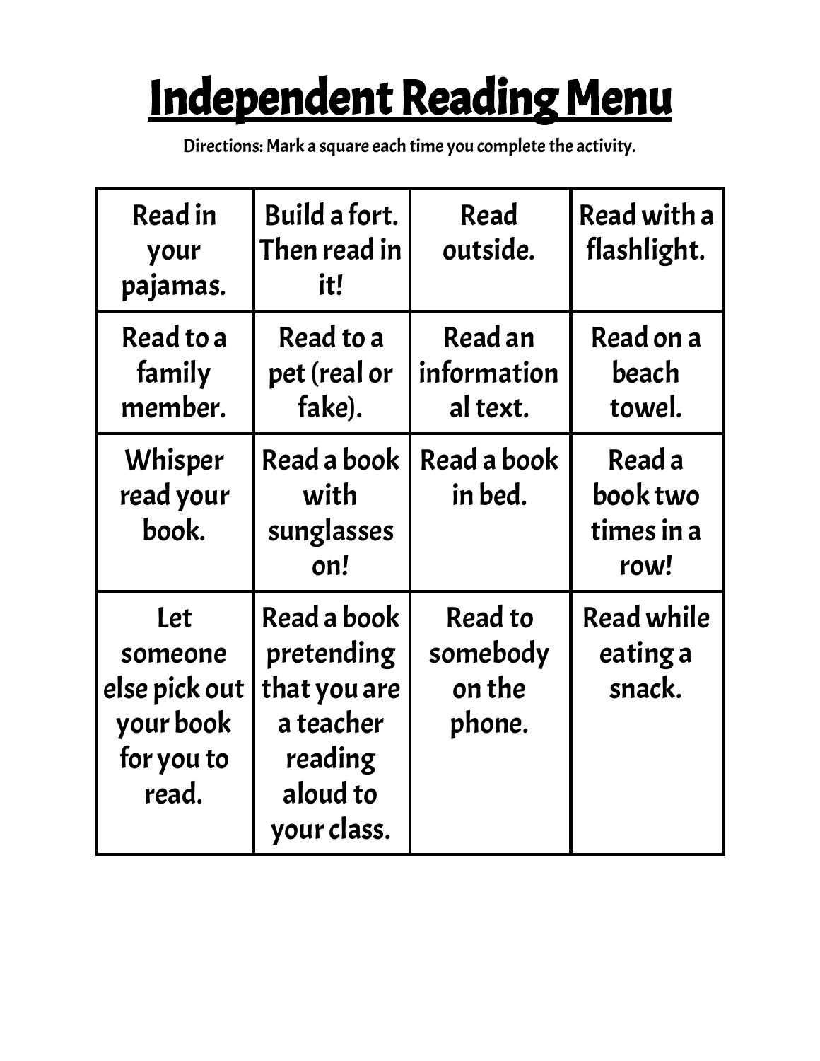# Independent Reading Menu

**Directions: Mark a square each time you complete the activity.**

| | | | |
|---|---|---|---|
| Read in your pajamas. | Build a fort. Then read in it! | Read outside. | Read with a flashlight. |
| Read to a family member. | Read to a pet (real or fake). | Read an informational text. | Read on a beach towel. |
| Whisper read your book. | Read a book with sunglasses on! | Read a book in bed. | Read a book two times in a row! |
| Let someone else pick out your book for you to read. | Read a book pretending that you are a teacher reading aloud to your class. | Read to somebody on the phone. | Read while eating a snack. |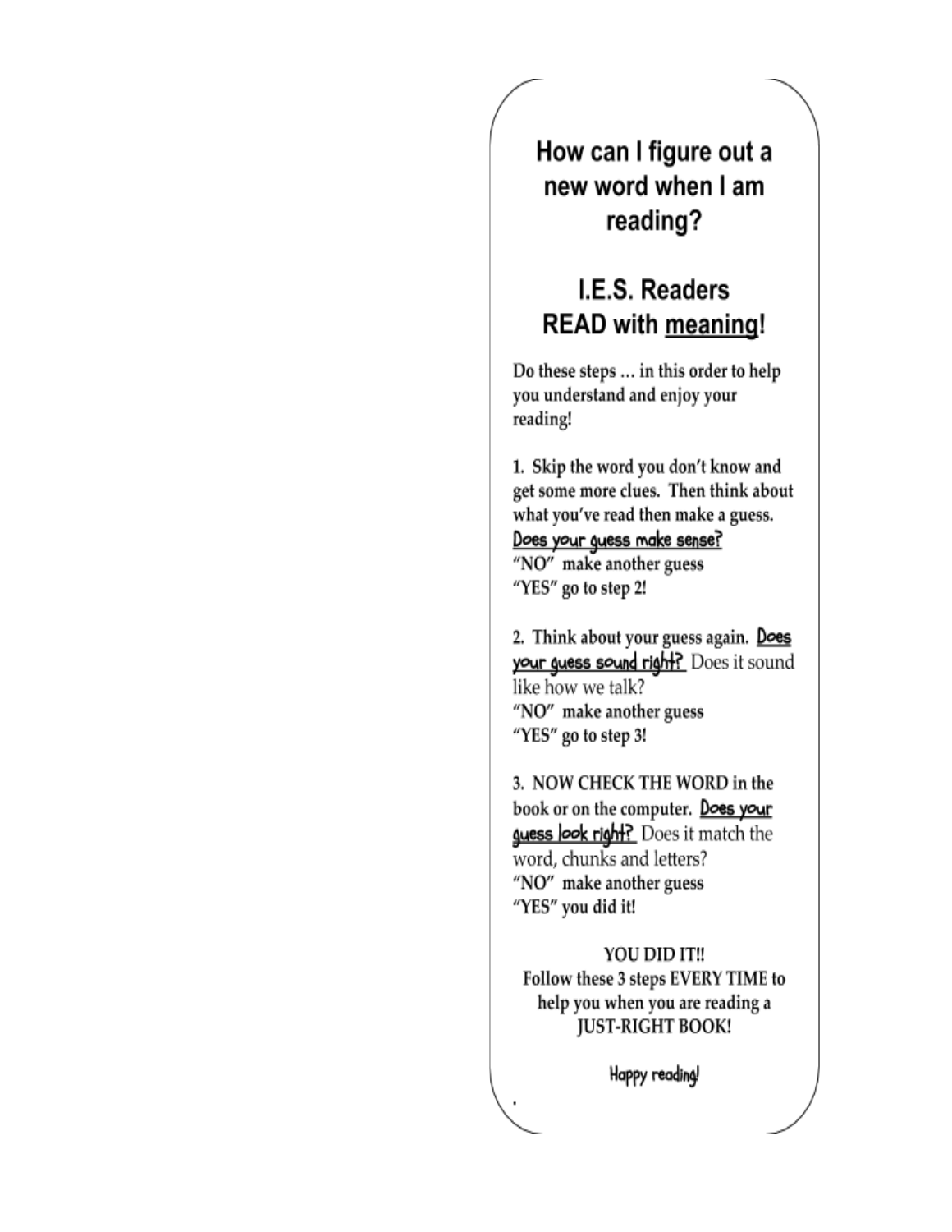# How can I figure out a new word when I am reading?

## I.E.S. Readers READ with meaning!

Do these steps … in this order to help you understand and enjoy your reading!

1. Skip the word you don't know and get some more clues. Then think about what you've read then make a guess. Does your guess make sense?
"NO" make another guess
"YES" go to step 2!

2. Think about your guess again. Does your guess sound right? Does it sound like how we talk?
"NO" make another guess
"YES" go to step 3!

3. NOW CHECK THE WORD in the book or on the computer. Does your guess look right? Does it match the word, chunks and letters?
"NO" make another guess
"YES" you did it!

YOU DID IT!!
Follow these 3 steps EVERY TIME to help you when you are reading a JUST-RIGHT BOOK!

Happy reading!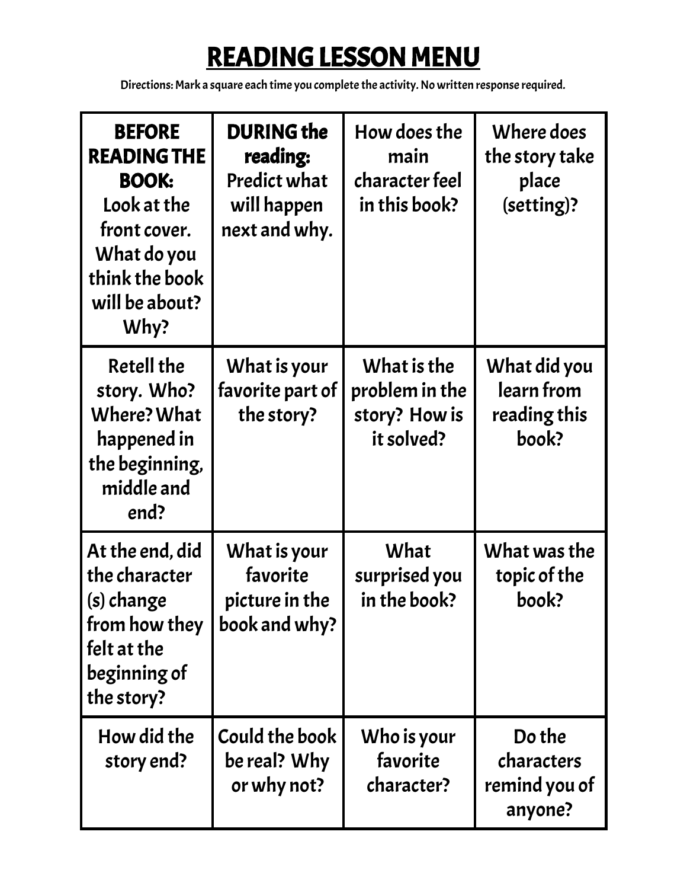# READING LESSON MENU

Directions: Mark a square each time you complete the activity. No written response required.

| | | | |
|---|---|---|---|
| **BEFORE READING THE BOOK:** Look at the front cover. What do you think the book will be about? Why? | **DURING the reading:** Predict what will happen next and why. | How does the main character feel in this book? | Where does the story take place (setting)? |
| Retell the story. Who? Where? What happened in the beginning, middle and end? | What is your favorite part of the story? | What is the problem in the story? How is it solved? | What did you learn from reading this book? |
| At the end, did the character (s) change from how they felt at the beginning of the story? | What is your favorite picture in the book and why? | What surprised you in the book? | What was the topic of the book? |
| How did the story end? | Could the book be real? Why or why not? | Who is your favorite character? | Do the characters remind you of anyone? |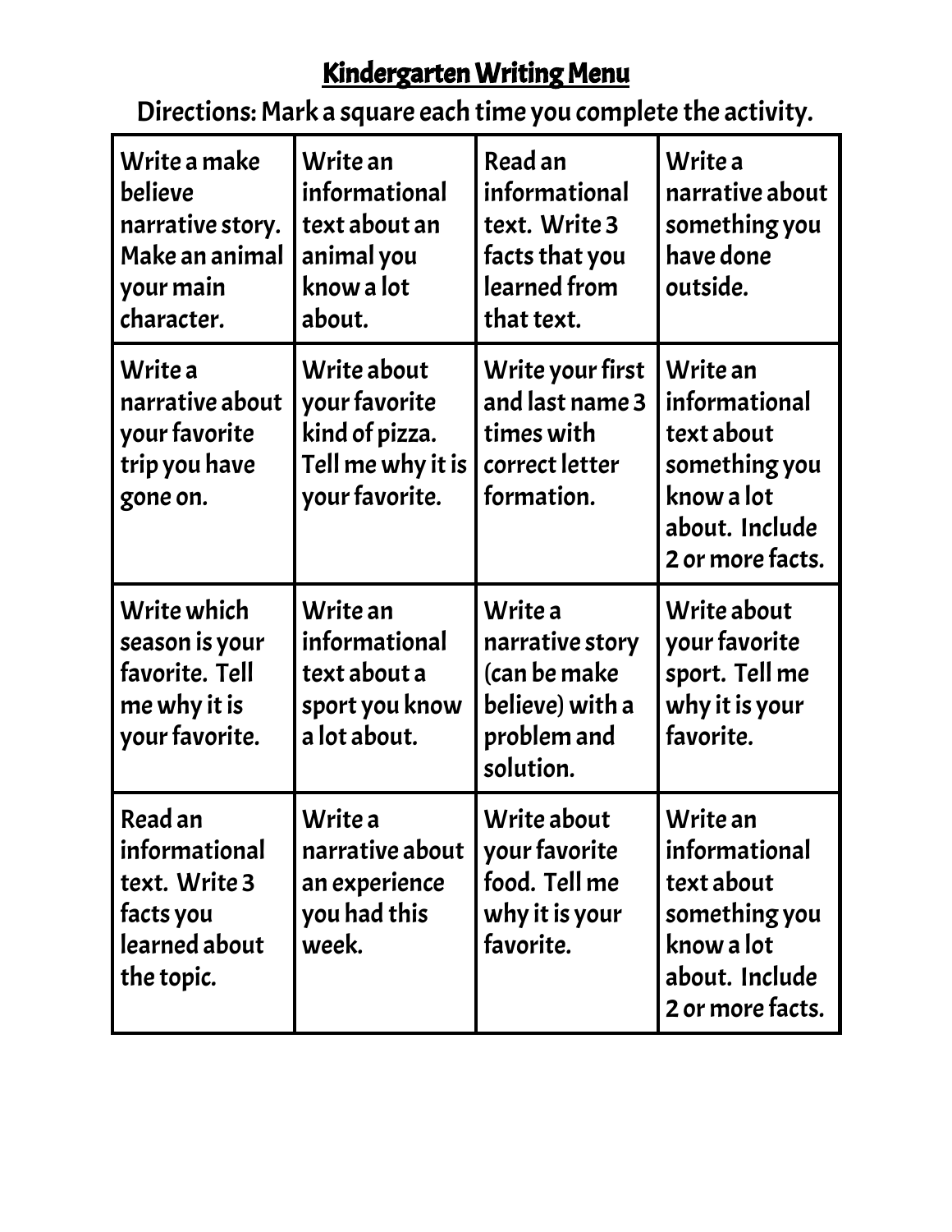# Kindergarten Writing Menu

**Directions: Mark a square each time you complete the activity.**

| | | | |
|---|---|---|---|
| Write a make believe narrative story. Make an animal your main character. | Write an informational text about an animal you know a lot about. | Read an informational text. Write 3 facts that you learned from that text. | Write a narrative about something you have done outside. |
| Write a narrative about your favorite trip you have gone on. | Write about your favorite kind of pizza. Tell me why it is your favorite. | Write your first and last name 3 times with correct letter formation. | Write an informational text about something you know a lot about. Include 2 or more facts. |
| Write which season is your favorite. Tell me why it is your favorite. | Write an informational text about a sport you know a lot about. | Write a narrative story (can be make believe) with a problem and solution. | Write about your favorite sport. Tell me why it is your favorite. |
| Read an informational text. Write 3 facts you learned about the topic. | Write a narrative about an experience you had this week. | Write about your favorite food. Tell me why it is your favorite. | Write an informational text about something you know a lot about. Include 2 or more facts. |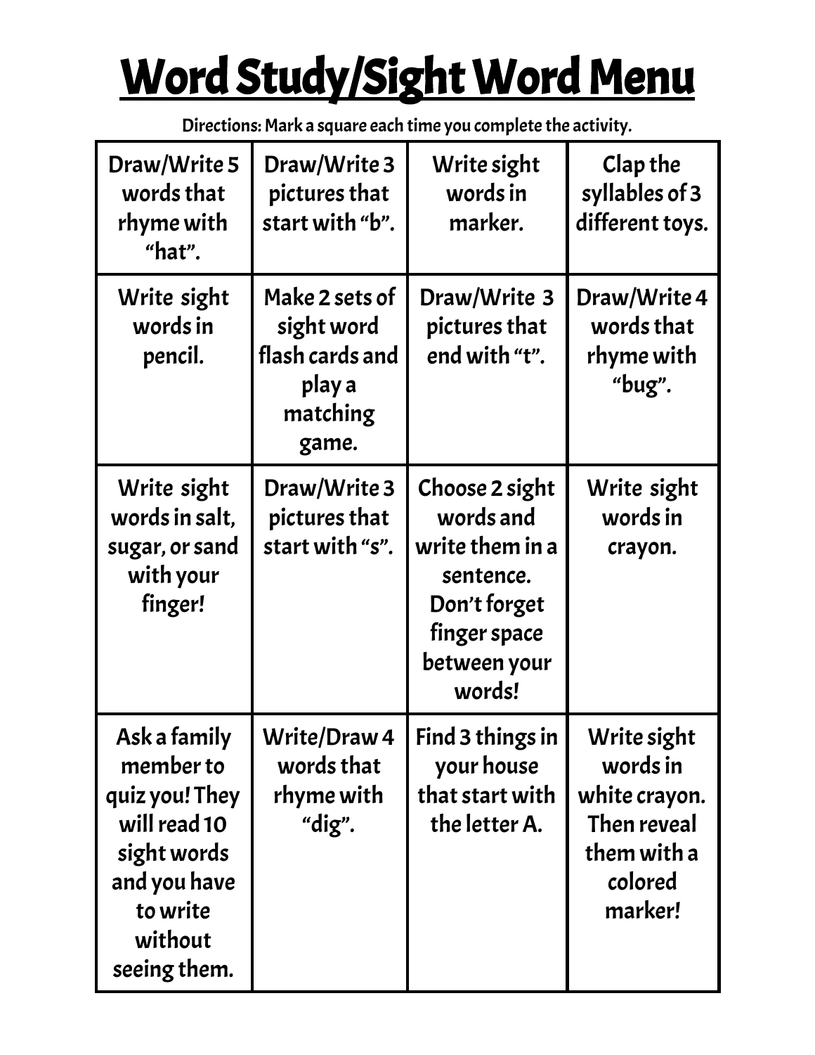# Word Study/Sight Word Menu

Directions: Mark a square each time you complete the activity.

| | | | |
|---|---|---|---|
| Draw/Write 5 words that rhyme with "hat". | Draw/Write 3 pictures that start with "b". | Write sight words in marker. | Clap the syllables of 3 different toys. |
| Write sight words in pencil. | Make 2 sets of sight word flash cards and play a matching game. | Draw/Write 3 pictures that end with "t". | Draw/Write 4 words that rhyme with "bug". |
| Write sight words in salt, sugar, or sand with your finger! | Draw/Write 3 pictures that start with "s". | Choose 2 sight words and write them in a sentence. Don't forget finger space between your words! | Write sight words in crayon. |
| Ask a family member to quiz you! They will read 10 sight words and you have to write without seeing them. | Write/Draw 4 words that rhyme with "dig". | Find 3 things in your house that start with the letter A. | Write sight words in white crayon. Then reveal them with a colored marker! |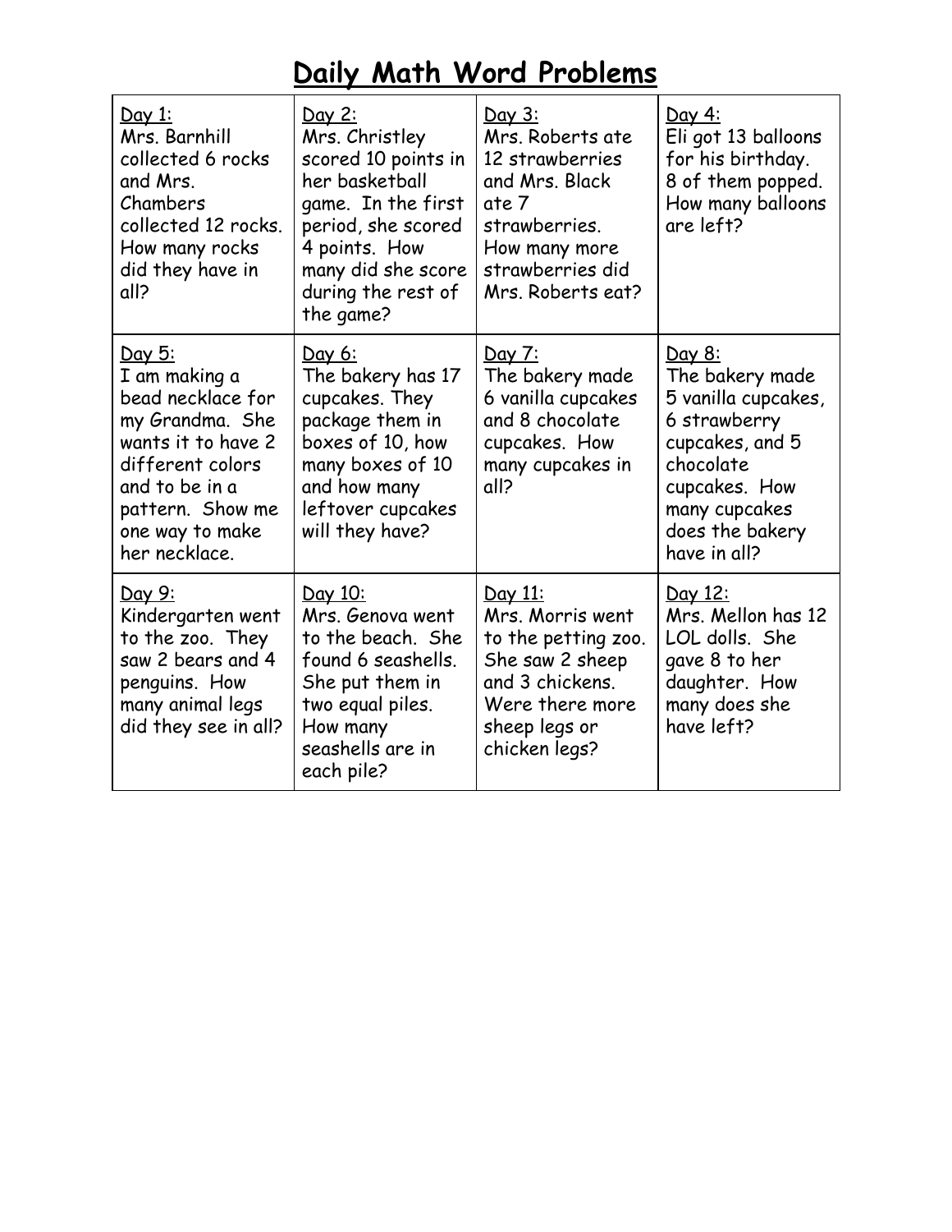# Daily Math Word Problems

| Day 1: Mrs. Barnhill collected 6 rocks and Mrs. Chambers collected 12 rocks. How many rocks did they have in all? | Day 2: Mrs. Christley scored 10 points in her basketball game. In the first period, she scored 4 points. How many did she score during the rest of the game? | Day 3: Mrs. Roberts ate 12 strawberries and Mrs. Black ate 7 strawberries. How many more strawberries did Mrs. Roberts eat? | Day 4: Eli got 13 balloons for his birthday. 8 of them popped. How many balloons are left? |
|---|---|---|---|
| Day 5: I am making a bead necklace for my Grandma. She wants it to have 2 different colors and to be in a pattern. Show me one way to make her necklace. | Day 6: The bakery has 17 cupcakes. They package them in boxes of 10, how many boxes of 10 and how many leftover cupcakes will they have? | Day 7: The bakery made 6 vanilla cupcakes and 8 chocolate cupcakes. How many cupcakes in all? | Day 8: The bakery made 5 vanilla cupcakes, 6 strawberry cupcakes, and 5 chocolate cupcakes. How many cupcakes does the bakery have in all? |
| Day 9: Kindergarten went to the zoo. They saw 2 bears and 4 penguins. How many animal legs did they see in all? | Day 10: Mrs. Genova went to the beach. She found 6 seashells. She put them in two equal piles. How many seashells are in each pile? | Day 11: Mrs. Morris went to the petting zoo. She saw 2 sheep and 3 chickens. Were there more sheep legs or chicken legs? | Day 12: Mrs. Mellon has 12 LOL dolls. She gave 8 to her daughter. How many does she have left? |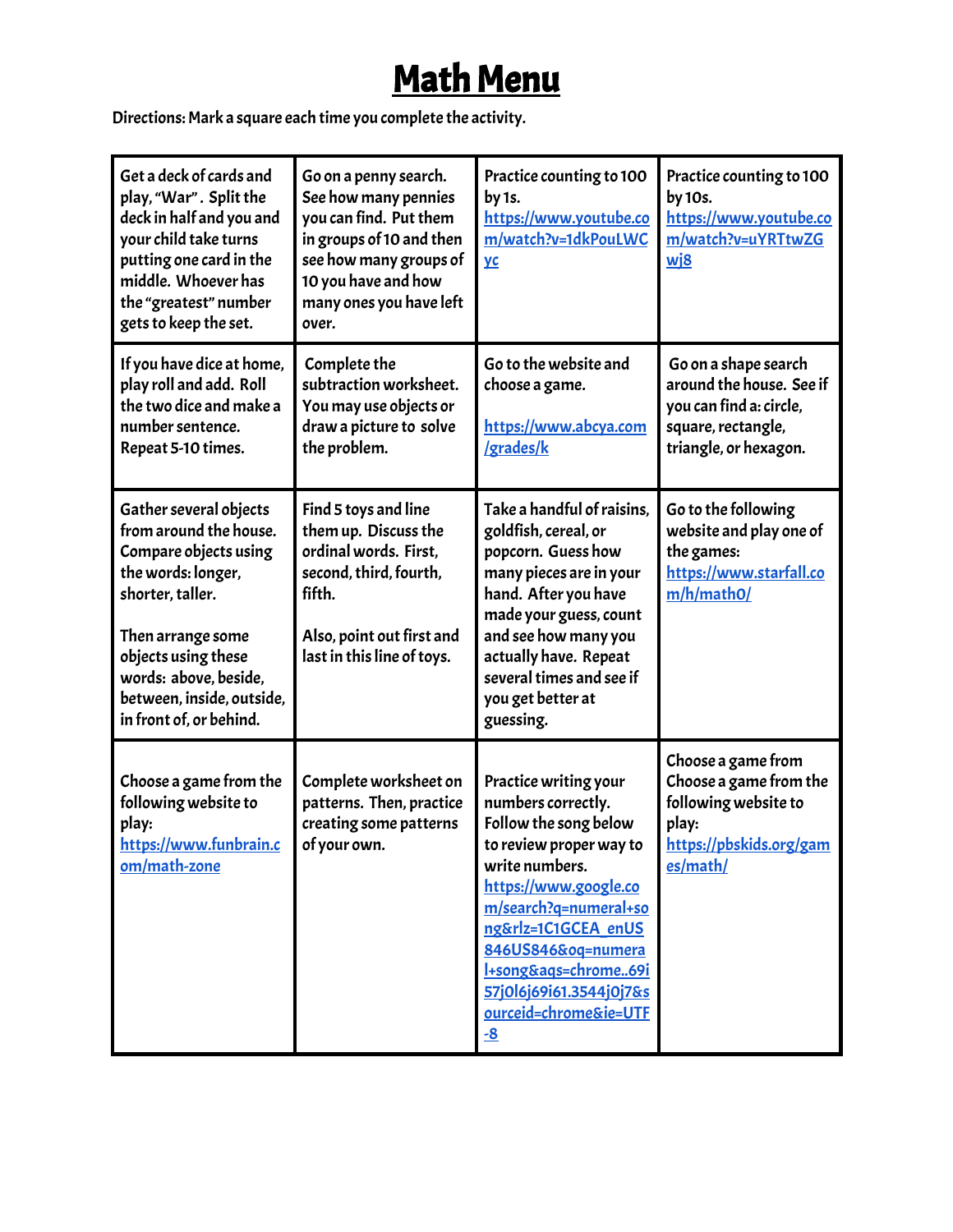# Math Menu

**Directions: Mark a square each time you complete the activity.**

| | | | |
|---|---|---|---|
| Get a deck of cards and play, "War". Split the deck in half and you and your child take turns putting one card in the middle. Whoever has the "greatest" number gets to keep the set. | Go on a penny search. See how many pennies you can find. Put them in groups of 10 and then see how many groups of 10 you have and how many ones you have left over. | Practice counting to 100 by 1s. https://www.youtube.com/watch?v=1dkPouLWCyc | Practice counting to 100 by 10s. https://www.youtube.com/watch?v=uYRTtwZGwj8 |
| If you have dice at home, play roll and add. Roll the two dice and make a number sentence. Repeat 5-10 times. | Complete the subtraction worksheet. You may use objects or draw a picture to solve the problem. | Go to the website and choose a game. https://www.abcya.com/grades/k | Go on a shape search around the house. See if you can find a: circle, square, rectangle, triangle, or hexagon. |
| Gather several objects from around the house. Compare objects using the words: longer, shorter, taller. Then arrange some objects using these words: above, beside, between, inside, outside, in front of, or behind. | Find 5 toys and line them up. Discuss the ordinal words. First, second, third, fourth, fifth. Also, point out first and last in this line of toys. | Take a handful of raisins, goldfish, cereal, or popcorn. Guess how many pieces are in your hand. After you have made your guess, count and see how many you actually have. Repeat several times and see if you get better at guessing. | Go to the following website and play one of the games: https://www.starfall.com/h/math0/ |
| Choose a game from the following website to play: https://www.funbrain.com/math-zone | Complete worksheet on patterns. Then, practice creating some patterns of your own. | Practice writing your numbers correctly. Follow the song below to review proper way to write numbers. https://www.google.com/search?q=numeral+song&rlz=1C1GCEA_enUS846US846&oq=numeral+song&aqs=chrome..69i57j0l6j69i61.3544j0j7&sourceid=chrome&ie=UTF-8 | Choose a game from Choose a game from the following website to play: https://pbskids.org/games/math/ |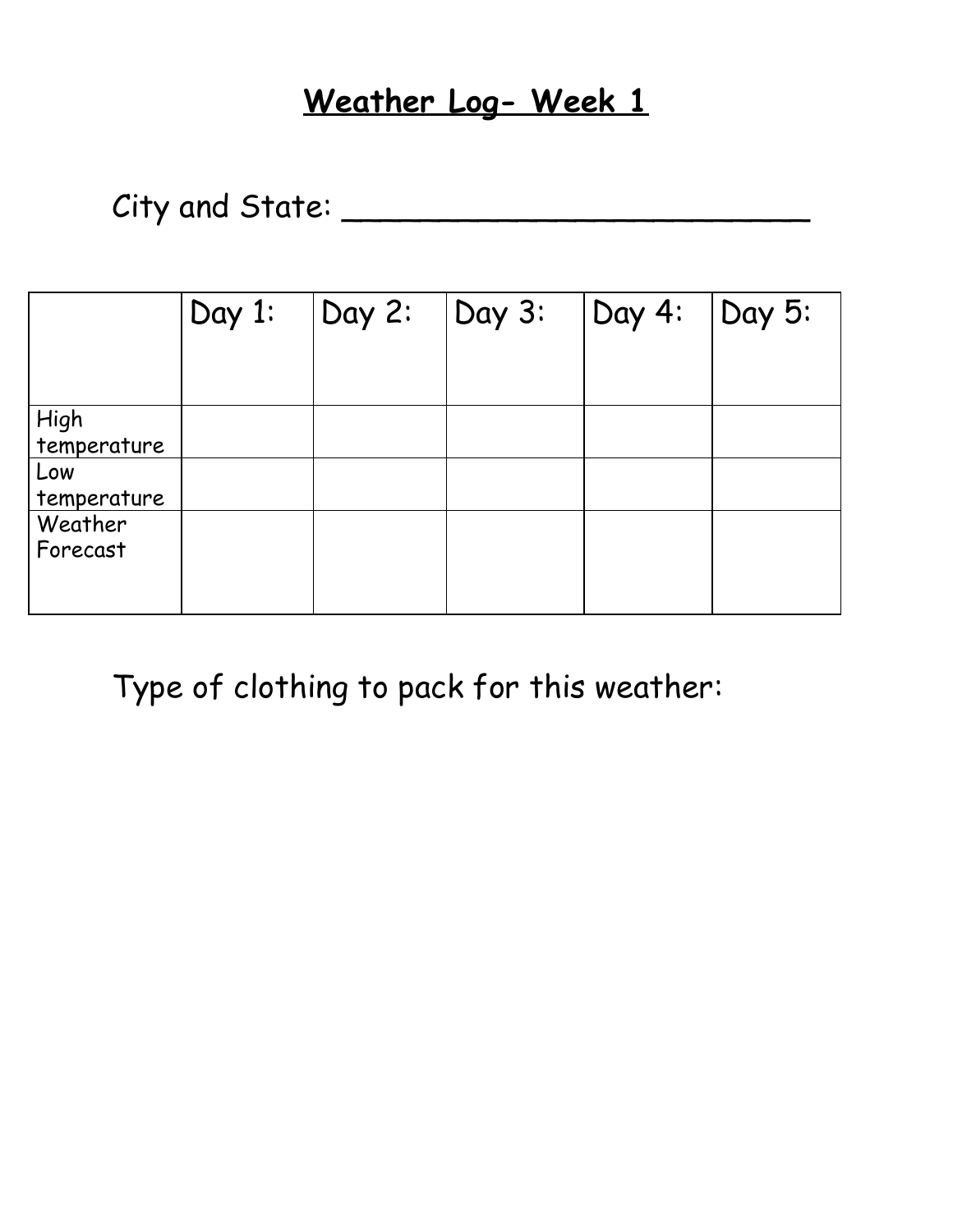# Weather Log- Week 1

City and State: _________________________

| | Day 1: | Day 2: | Day 3: | Day 4: | Day 5: |
|---|---|---|---|---|---|
| High temperature | | | | | |
| Low temperature | | | | | |
| Weather Forecast | | | | | |

Type of clothing to pack for this weather: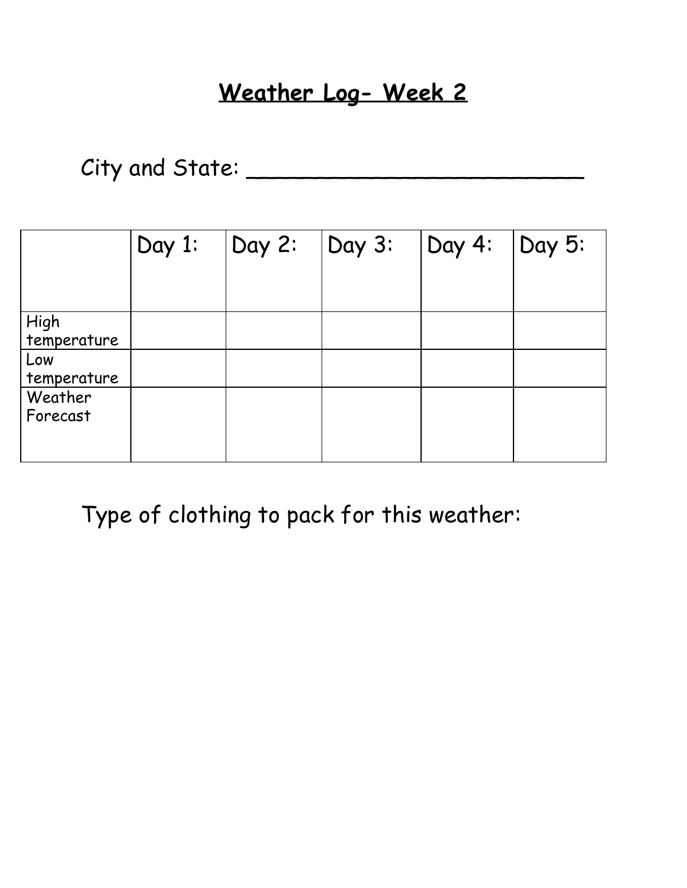# Weather Log- Week 2

City and State: ________________________

| | Day 1: | Day 2: | Day 3: | Day 4: | Day 5: |
|---|---|---|---|---|---|
| High temperature | | | | | |
| Low temperature | | | | | |
| Weather Forecast | | | | | |

Type of clothing to pack for this weather: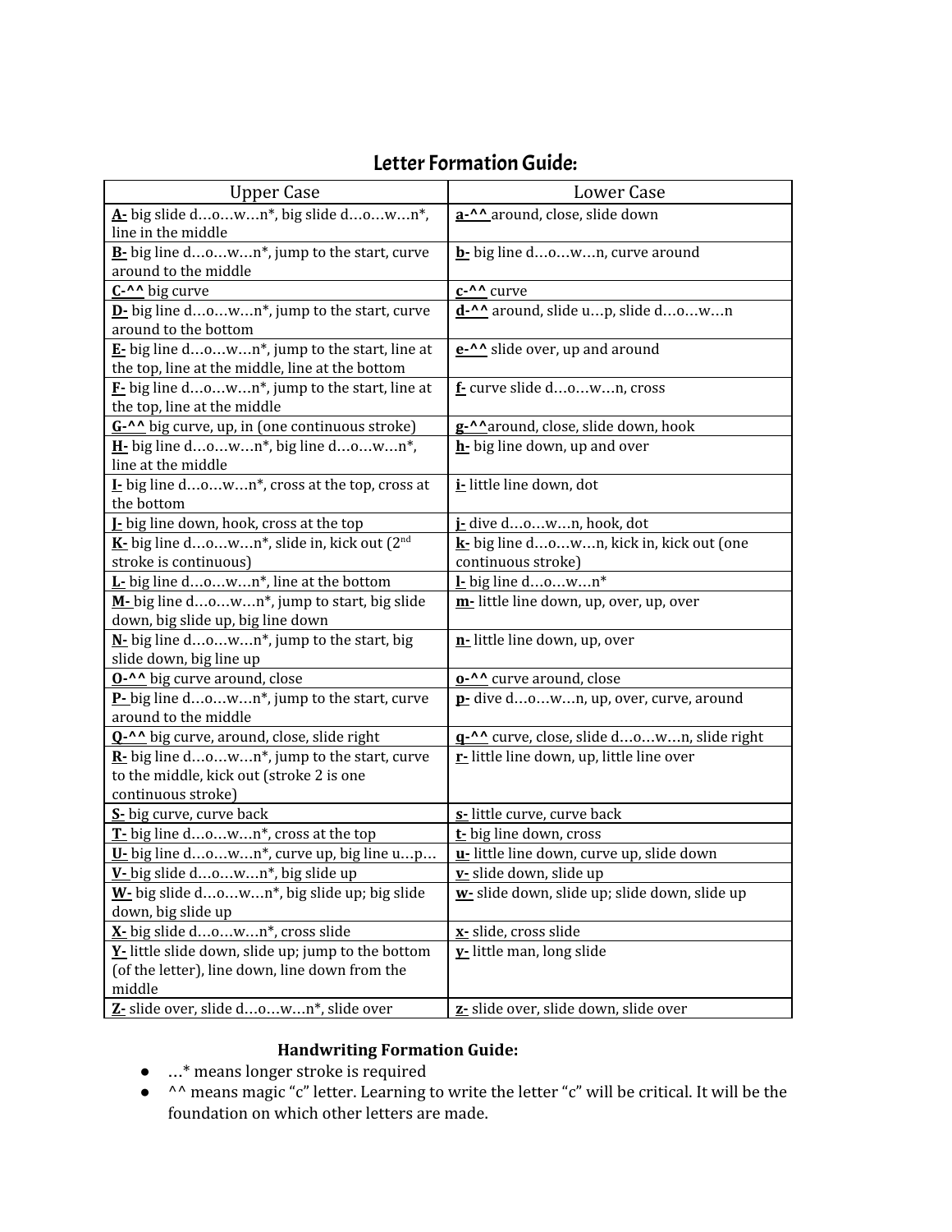## Letter Formation Guide:

| Upper Case | Lower Case |
|---|---|
| **A-** big slide d…o…w…n*, big slide d…o…w…n*, line in the middle | **a-^^** around, close, slide down |
| **B-** big line d…o…w…n*, jump to the start, curve around to the middle | **b-** big line d…o…w…n, curve around |
| **C-^^** big curve | **c-^^** curve |
| **D-** big line d…o…w…n*, jump to the start, curve around to the bottom | **d-^^** around, slide u…p, slide d…o…w…n |
| **E-** big line d…o…w…n*, jump to the start, line at the top, line at the middle, line at the bottom | **e-^^** slide over, up and around |
| **F-** big line d…o…w…n*, jump to the start, line at the top, line at the middle | **f-** curve slide d…o…w…n, cross |
| **G-^^** big curve, up, in (one continuous stroke) | **g-^^**around, close, slide down, hook |
| **H-** big line d…o…w…n*, big line d…o…w…n*, line at the middle | **h-** big line down, up and over |
| **I-** big line d…o…w…n*, cross at the top, cross at the bottom | **i-** little line down, dot |
| **J-** big line down, hook, cross at the top | **j-** dive d…o…w…n, hook, dot |
| **K-** big line d…o…w…n*, slide in, kick out (2nd stroke is continuous) | **k-** big line d…o…w…n, kick in, kick out (one continuous stroke) |
| **L-** big line d…o…w…n*, line at the bottom | **l-** big line d…o…w…n* |
| **M-** big line d…o…w…n*, jump to start, big slide down, big slide up, big line down | **m-** little line down, up, over, up, over |
| **N-** big line d…o…w…n*, jump to the start, big slide down, big line up | **n-** little line down, up, over |
| **O-^^** big curve around, close | **o-^^** curve around, close |
| **P-** big line d…o…w…n*, jump to the start, curve around to the middle | **p-** dive d…o…w…n, up, over, curve, around |
| **Q-^^** big curve, around, close, slide right | **q-^^** curve, close, slide d…o…w…n, slide right |
| **R-** big line d…o…w…n*, jump to the start, curve to the middle, kick out (stroke 2 is one continuous stroke) | **r-** little line down, up, little line over |
| **S-** big curve, curve back | **s-** little curve, curve back |
| **T-** big line d…o…w…n*, cross at the top | **t-** big line down, cross |
| **U-** big line d…o…w…n*, curve up, big line u…p… | **u-** little line down, curve up, slide down |
| **V-** big slide d…o…w…n*, big slide up | **v-** slide down, slide up |
| **W-** big slide d…o…w…n*, big slide up; big slide down, big slide up | **w-** slide down, slide up; slide down, slide up |
| **X-** big slide d…o…w…n*, cross slide | **x-** slide, cross slide |
| **Y-** little slide down, slide up; jump to the bottom (of the letter), line down, line down from the middle | **y-** little man, long slide |
| **Z-** slide over, slide d…o…w…n*, slide over | **z-** slide over, slide down, slide over |

**Handwriting Formation Guide:**

- …* means longer stroke is required
- ^^ means magic "c" letter. Learning to write the letter "c" will be critical. It will be the foundation on which other letters are made.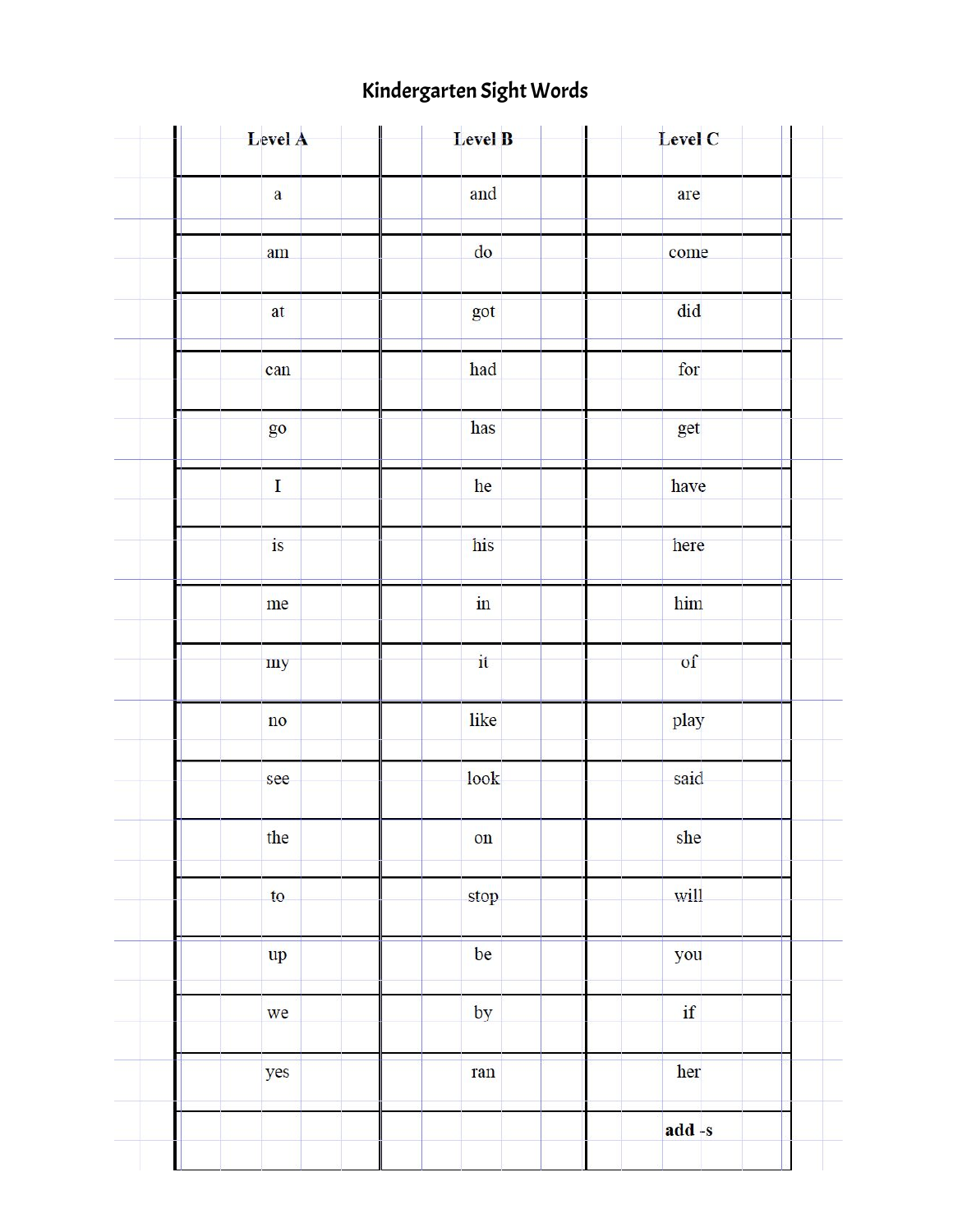# Kindergarten Sight Words

| Level A | Level B | Level C |
|---|---|---|
| a | and | are |
| am | do | come |
| at | got | did |
| can | had | for |
| go | has | get |
| I | he | have |
| is | his | here |
| me | in | him |
| my | it | of |
| no | like | play |
| see | look | said |
| the | on | she |
| to | stop | will |
| up | be | you |
| we | by | if |
| yes | ran | her |
| | | **add -s** |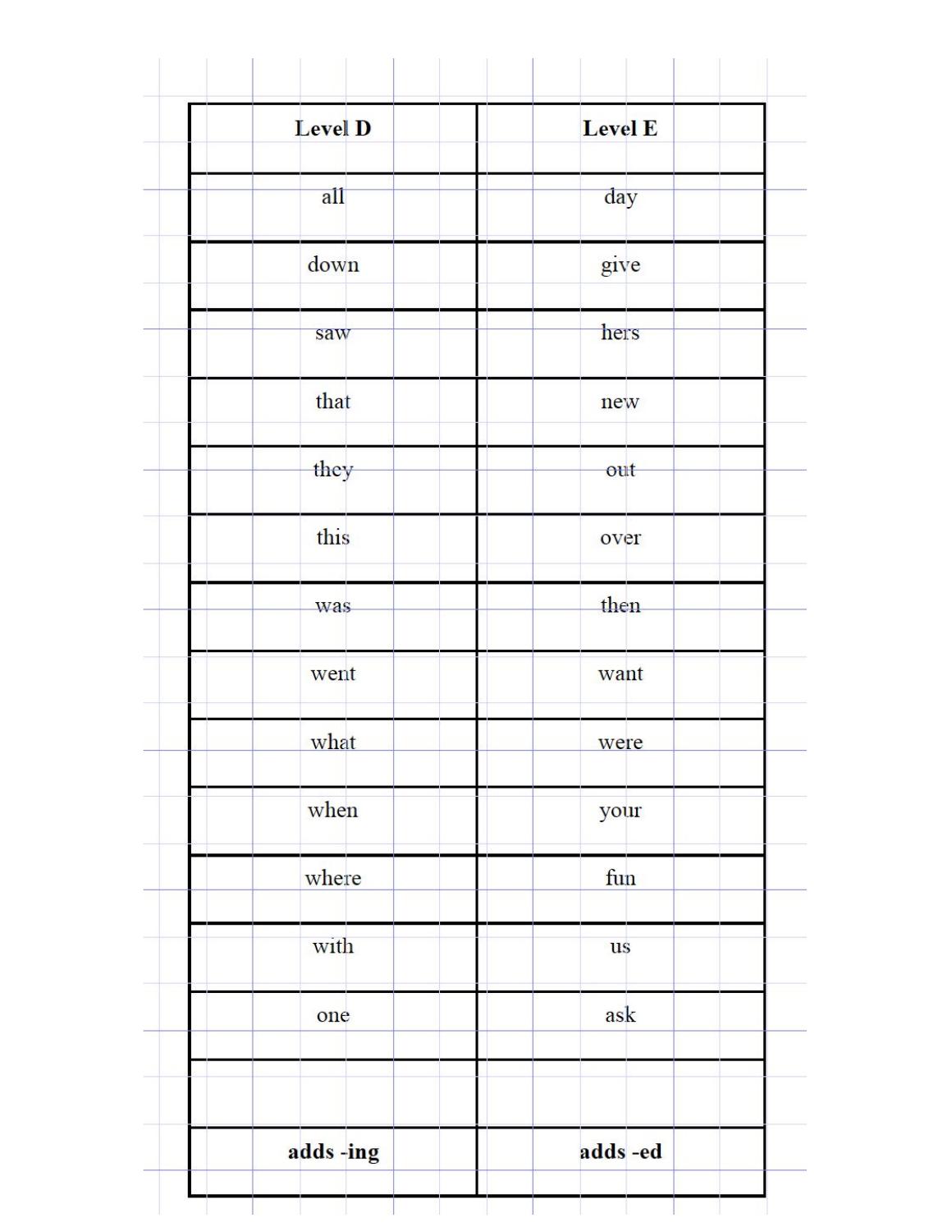| Level D | Level E |
| --- | --- |
| all | day |
| down | give |
| saw | hers |
| that | new |
| they | out |
| this | over |
| was | then |
| went | want |
| what | were |
| when | your |
| where | fun |
| with | us |
| one | ask |
| | |
| **adds -ing** | **adds -ed** |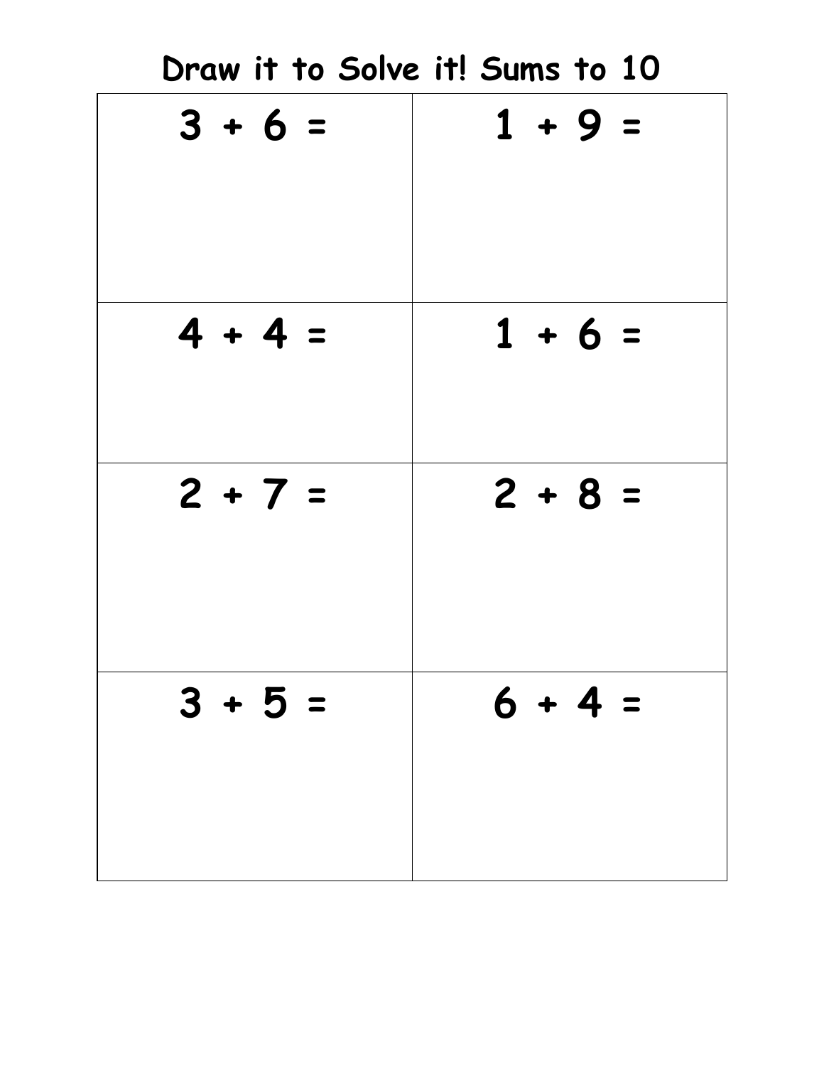# Draw it to Solve it! Sums to 10

| | |
|---|---|
| 3 + 6 = | 1 + 9 = |
| 4 + 4 = | 1 + 6 = |
| 2 + 7 = | 2 + 8 = |
| 3 + 5 = | 6 + 4 = |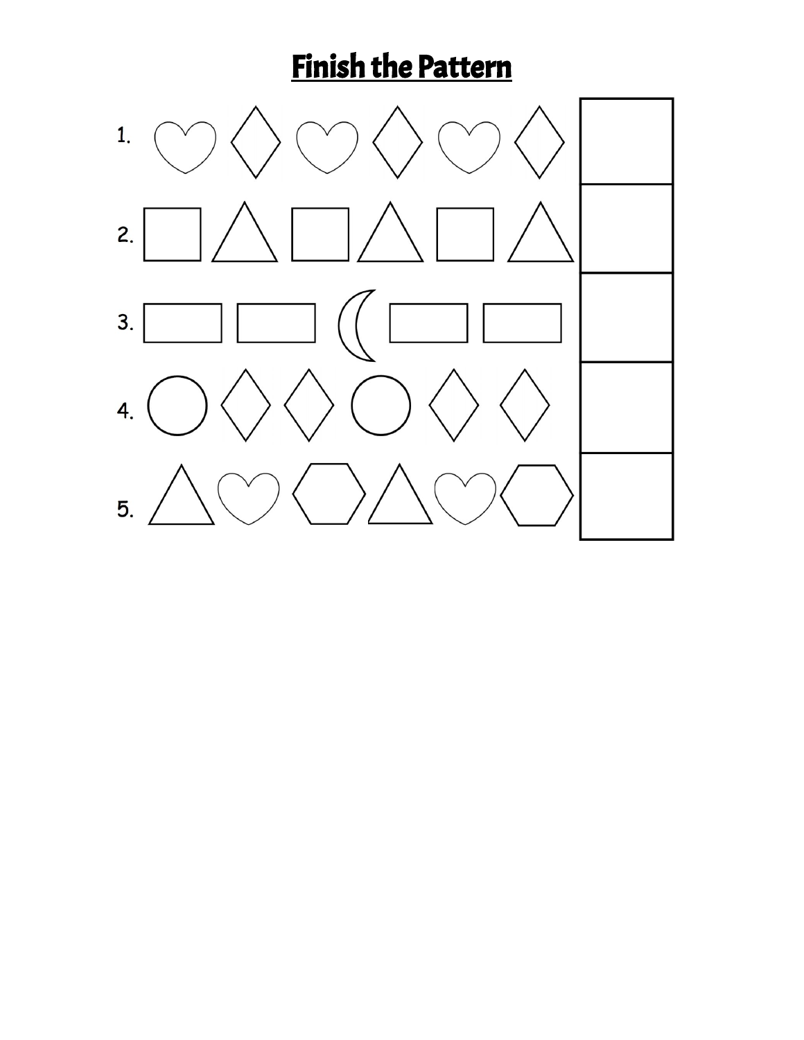# Finish the Pattern

1.

2.

3.

4.

5.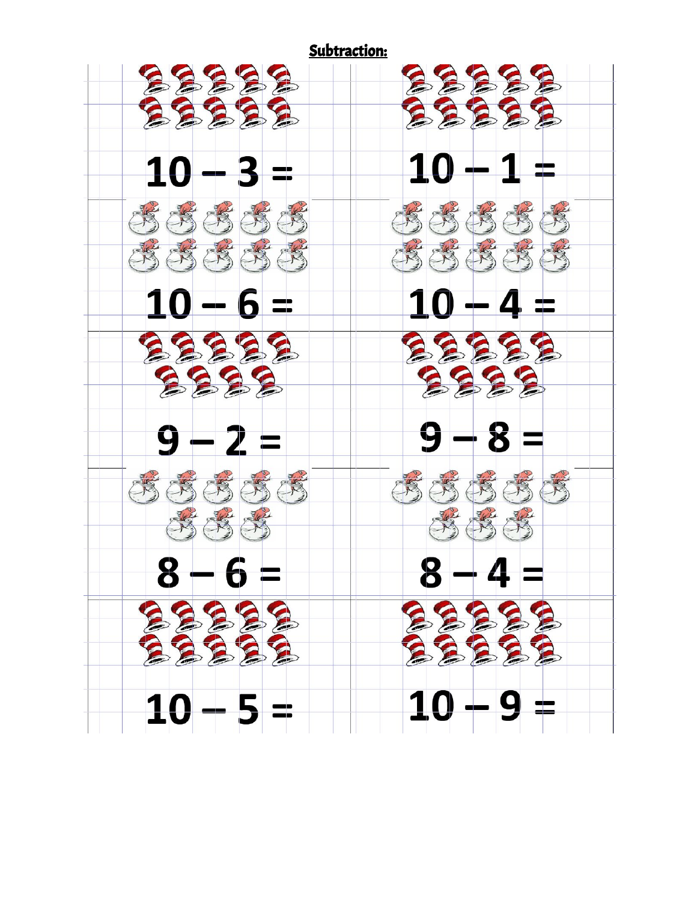**Subtraction:**

$10 - 3 =$

$10 - 1 =$

$10 - 6 =$

$10 - 4 =$

$9 - 2 =$

$9 - 8 =$

$8 - 6 =$

$8 - 4 =$

$10 - 5 =$

$10 - 9 =$